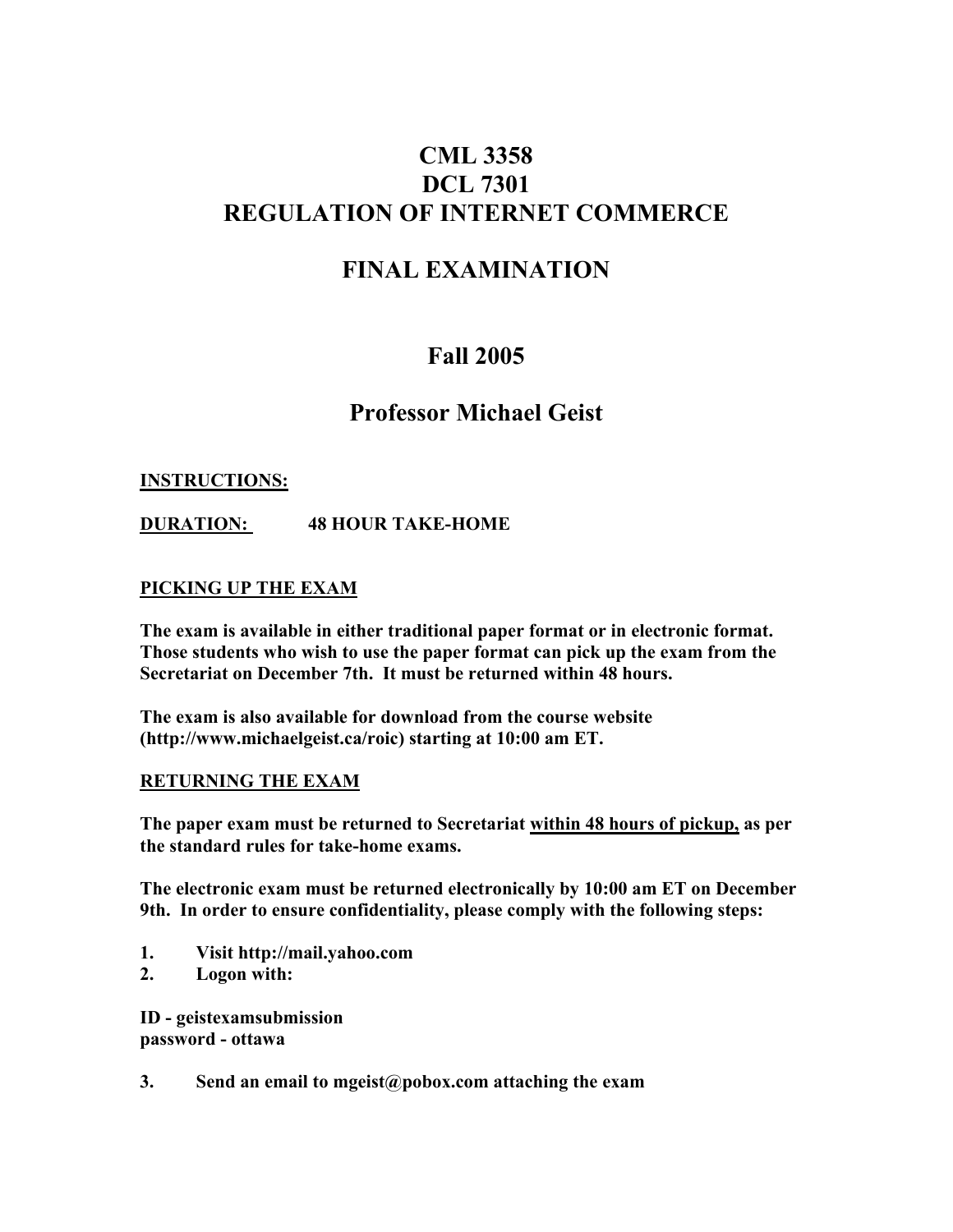# CML 3358
# DCL 7301
# REGULATION OF INTERNET COMMERCE

# FINAL EXAMINATION

## Fall 2005

## Professor Michael Geist

**INSTRUCTIONS:**

**DURATION:** **48 HOUR TAKE-HOME**

**PICKING UP THE EXAM**

**The exam is available in either traditional paper format or in electronic format. Those students who wish to use the paper format can pick up the exam from the Secretariat on December 7th. It must be returned within 48 hours.**

**The exam is also available for download from the course website (http://www.michaelgeist.ca/roic) starting at 10:00 am ET.**

**RETURNING THE EXAM**

**The paper exam must be returned to Secretariat within 48 hours of pickup, as per the standard rules for take-home exams.**

**The electronic exam must be returned electronically by 10:00 am ET on December 9th. In order to ensure confidentiality, please comply with the following steps:**

1. **Visit http://mail.yahoo.com**
2. **Logon with:**

**ID - geistexamsubmission**
**password - ottawa**

3. **Send an email to mgeist@pobox.com attaching the exam**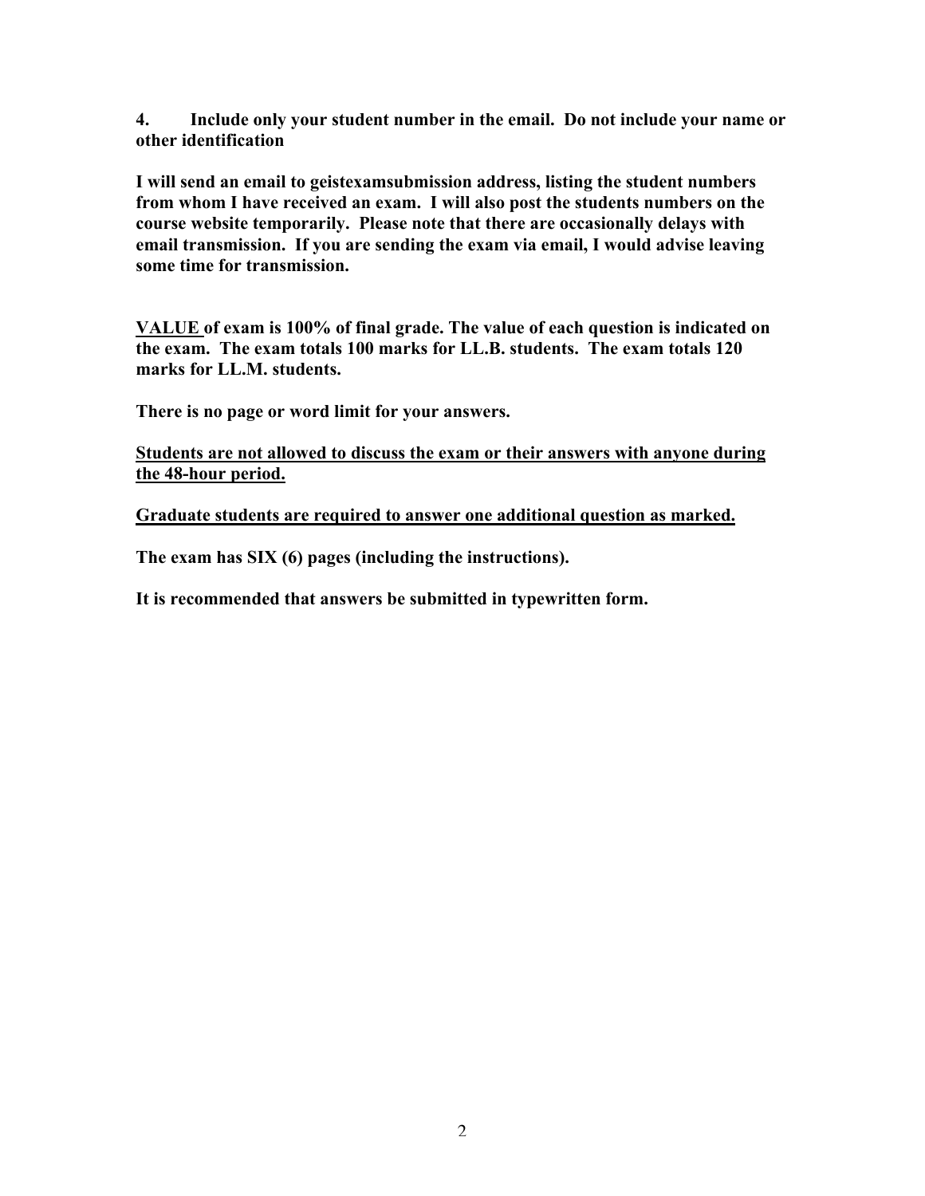**4. Include only your student number in the email. Do not include your name or other identification**

**I will send an email to geistexamsubmission address, listing the student numbers from whom I have received an exam. I will also post the students numbers on the course website temporarily. Please note that there are occasionally delays with email transmission. If you are sending the exam via email, I would advise leaving some time for transmission.**

**<u>VALUE</u> of exam is 100% of final grade. The value of each question is indicated on the exam. The exam totals 100 marks for LL.B. students. The exam totals 120 marks for LL.M. students.**

**There is no page or word limit for your answers.**

**<u>Students are not allowed to discuss the exam or their answers with anyone during the 48-hour period.</u>**

**<u>Graduate students are required to answer one additional question as marked.</u>**

**The exam has SIX (6) pages (including the instructions).**

**It is recommended that answers be submitted in typewritten form.**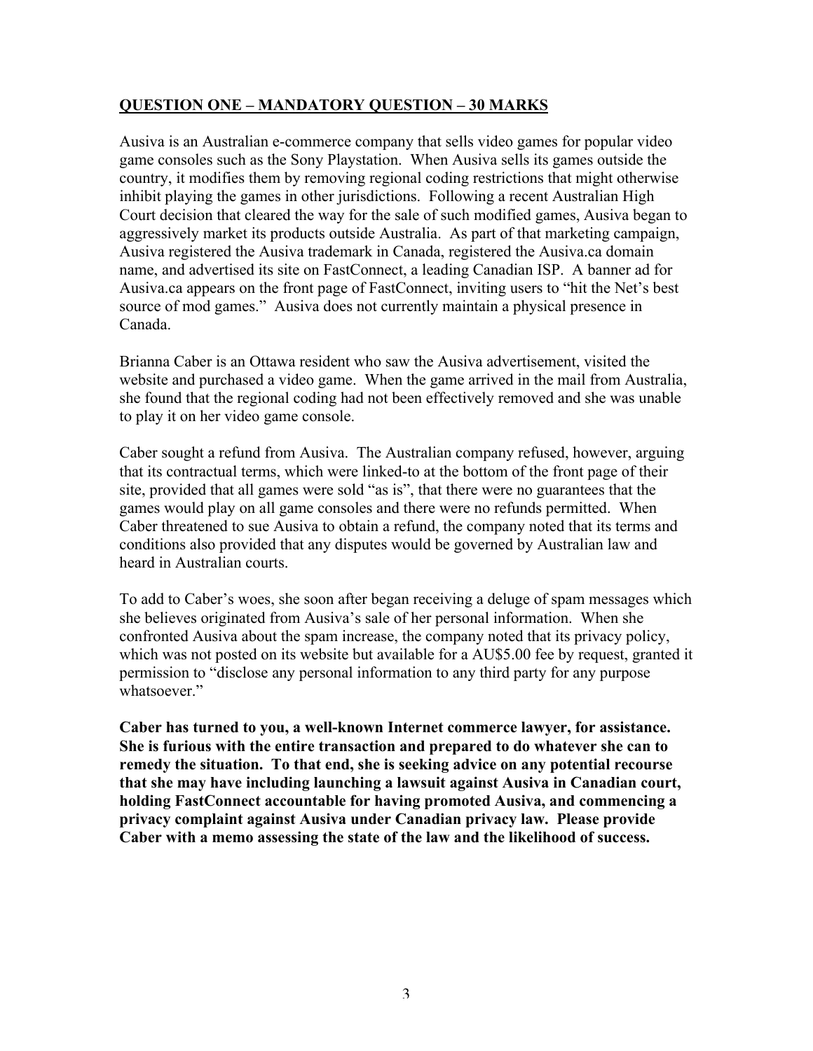## QUESTION ONE – MANDATORY QUESTION – 30 MARKS

Ausiva is an Australian e-commerce company that sells video games for popular video game consoles such as the Sony Playstation. When Ausiva sells its games outside the country, it modifies them by removing regional coding restrictions that might otherwise inhibit playing the games in other jurisdictions. Following a recent Australian High Court decision that cleared the way for the sale of such modified games, Ausiva began to aggressively market its products outside Australia. As part of that marketing campaign, Ausiva registered the Ausiva trademark in Canada, registered the Ausiva.ca domain name, and advertised its site on FastConnect, a leading Canadian ISP. A banner ad for Ausiva.ca appears on the front page of FastConnect, inviting users to "hit the Net's best source of mod games." Ausiva does not currently maintain a physical presence in Canada.

Brianna Caber is an Ottawa resident who saw the Ausiva advertisement, visited the website and purchased a video game. When the game arrived in the mail from Australia, she found that the regional coding had not been effectively removed and she was unable to play it on her video game console.

Caber sought a refund from Ausiva. The Australian company refused, however, arguing that its contractual terms, which were linked-to at the bottom of the front page of their site, provided that all games were sold "as is", that there were no guarantees that the games would play on all game consoles and there were no refunds permitted. When Caber threatened to sue Ausiva to obtain a refund, the company noted that its terms and conditions also provided that any disputes would be governed by Australian law and heard in Australian courts.

To add to Caber's woes, she soon after began receiving a deluge of spam messages which she believes originated from Ausiva's sale of her personal information. When she confronted Ausiva about the spam increase, the company noted that its privacy policy, which was not posted on its website but available for a AU$5.00 fee by request, granted it permission to "disclose any personal information to any third party for any purpose whatsoever."

**Caber has turned to you, a well-known Internet commerce lawyer, for assistance. She is furious with the entire transaction and prepared to do whatever she can to remedy the situation. To that end, she is seeking advice on any potential recourse that she may have including launching a lawsuit against Ausiva in Canadian court, holding FastConnect accountable for having promoted Ausiva, and commencing a privacy complaint against Ausiva under Canadian privacy law. Please provide Caber with a memo assessing the state of the law and the likelihood of success.**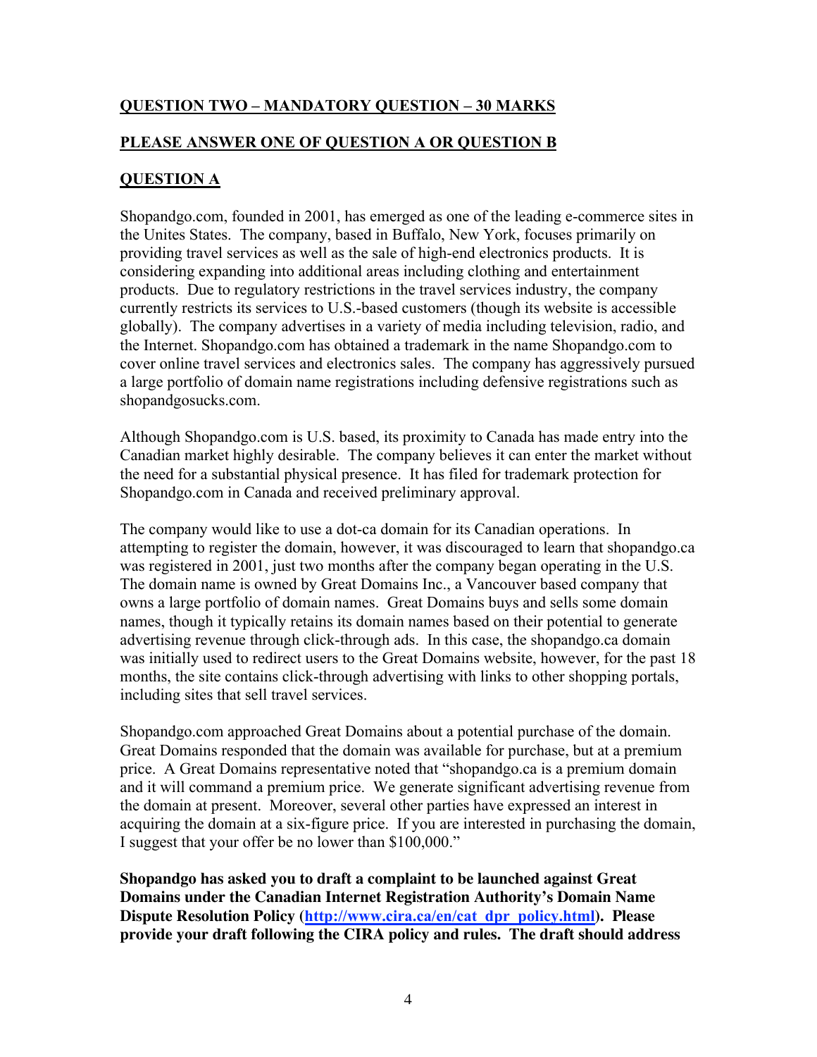**QUESTION TWO – MANDATORY QUESTION – 30 MARKS**

**PLEASE ANSWER ONE OF QUESTION A OR QUESTION B**

**QUESTION A**

Shopandgo.com, founded in 2001, has emerged as one of the leading e-commerce sites in the Unites States. The company, based in Buffalo, New York, focuses primarily on providing travel services as well as the sale of high-end electronics products. It is considering expanding into additional areas including clothing and entertainment products. Due to regulatory restrictions in the travel services industry, the company currently restricts its services to U.S.-based customers (though its website is accessible globally). The company advertises in a variety of media including television, radio, and the Internet. Shopandgo.com has obtained a trademark in the name Shopandgo.com to cover online travel services and electronics sales. The company has aggressively pursued a large portfolio of domain name registrations including defensive registrations such as shopandgosucks.com.

Although Shopandgo.com is U.S. based, its proximity to Canada has made entry into the Canadian market highly desirable. The company believes it can enter the market without the need for a substantial physical presence. It has filed for trademark protection for Shopandgo.com in Canada and received preliminary approval.

The company would like to use a dot-ca domain for its Canadian operations. In attempting to register the domain, however, it was discouraged to learn that shopandgo.ca was registered in 2001, just two months after the company began operating in the U.S. The domain name is owned by Great Domains Inc., a Vancouver based company that owns a large portfolio of domain names. Great Domains buys and sells some domain names, though it typically retains its domain names based on their potential to generate advertising revenue through click-through ads. In this case, the shopandgo.ca domain was initially used to redirect users to the Great Domains website, however, for the past 18 months, the site contains click-through advertising with links to other shopping portals, including sites that sell travel services.

Shopandgo.com approached Great Domains about a potential purchase of the domain. Great Domains responded that the domain was available for purchase, but at a premium price. A Great Domains representative noted that "shopandgo.ca is a premium domain and it will command a premium price. We generate significant advertising revenue from the domain at present. Moreover, several other parties have expressed an interest in acquiring the domain at a six-figure price. If you are interested in purchasing the domain, I suggest that your offer be no lower than $100,000."

**Shopandgo has asked you to draft a complaint to be launched against Great Domains under the Canadian Internet Registration Authority's Domain Name Dispute Resolution Policy ([http://www.cira.ca/en/cat_dpr_policy.html](http://www.cira.ca/en/cat_dpr_policy.html)). Please provide your draft following the CIRA policy and rules. The draft should address**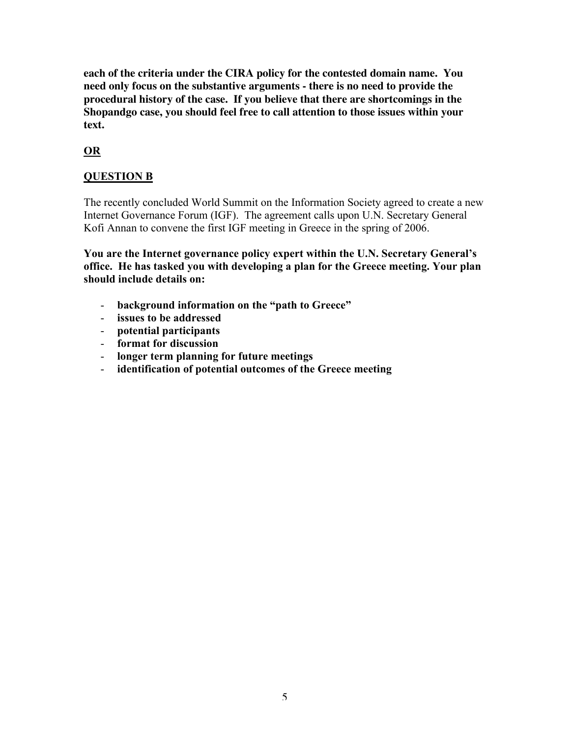**each of the criteria under the CIRA policy for the contested domain name. You need only focus on the substantive arguments - there is no need to provide the procedural history of the case. If you believe that there are shortcomings in the Shopandgo case, you should feel free to call attention to those issues within your text.**

**<u>OR</u>**

**<u>QUESTION B</u>**

The recently concluded World Summit on the Information Society agreed to create a new Internet Governance Forum (IGF). The agreement calls upon U.N. Secretary General Kofi Annan to convene the first IGF meeting in Greece in the spring of 2006.

**You are the Internet governance policy expert within the U.N. Secretary General's office. He has tasked you with developing a plan for the Greece meeting. Your plan should include details on:**

- **background information on the "path to Greece"**
- **issues to be addressed**
- **potential participants**
- **format for discussion**
- **longer term planning for future meetings**
- **identification of potential outcomes of the Greece meeting**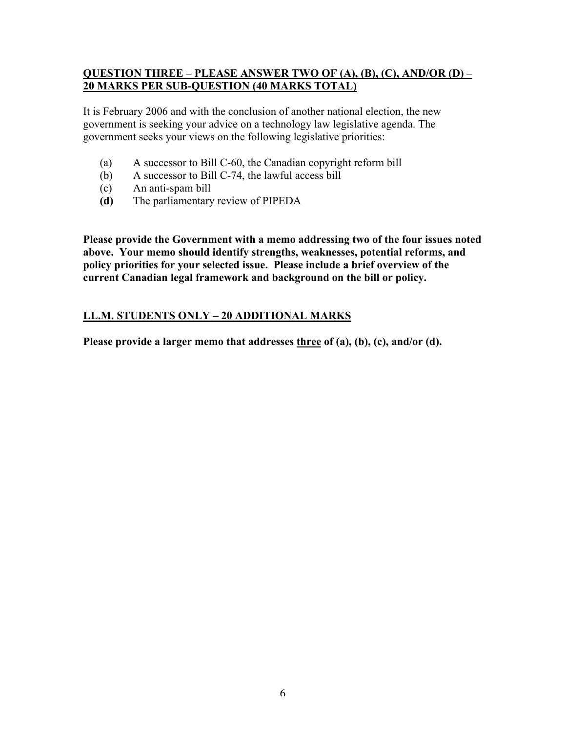**<u>QUESTION THREE – PLEASE ANSWER TWO OF (A), (B), (C), AND/OR (D) – 20 MARKS PER SUB-QUESTION (40 MARKS TOTAL)</u>**

It is February 2006 and with the conclusion of another national election, the new government is seeking your advice on a technology law legislative agenda. The government seeks your views on the following legislative priorities:

(a) A successor to Bill C-60, the Canadian copyright reform bill
(b) A successor to Bill C-74, the lawful access bill
(c) An anti-spam bill
**(d)** The parliamentary review of PIPEDA

**Please provide the Government with a memo addressing two of the four issues noted above. Your memo should identify strengths, weaknesses, potential reforms, and policy priorities for your selected issue. Please include a brief overview of the current Canadian legal framework and background on the bill or policy.**

**<u>LL.M. STUDENTS ONLY – 20 ADDITIONAL MARKS</u>**

**Please provide a larger memo that addresses <u>three</u> of (a), (b), (c), and/or (d).**